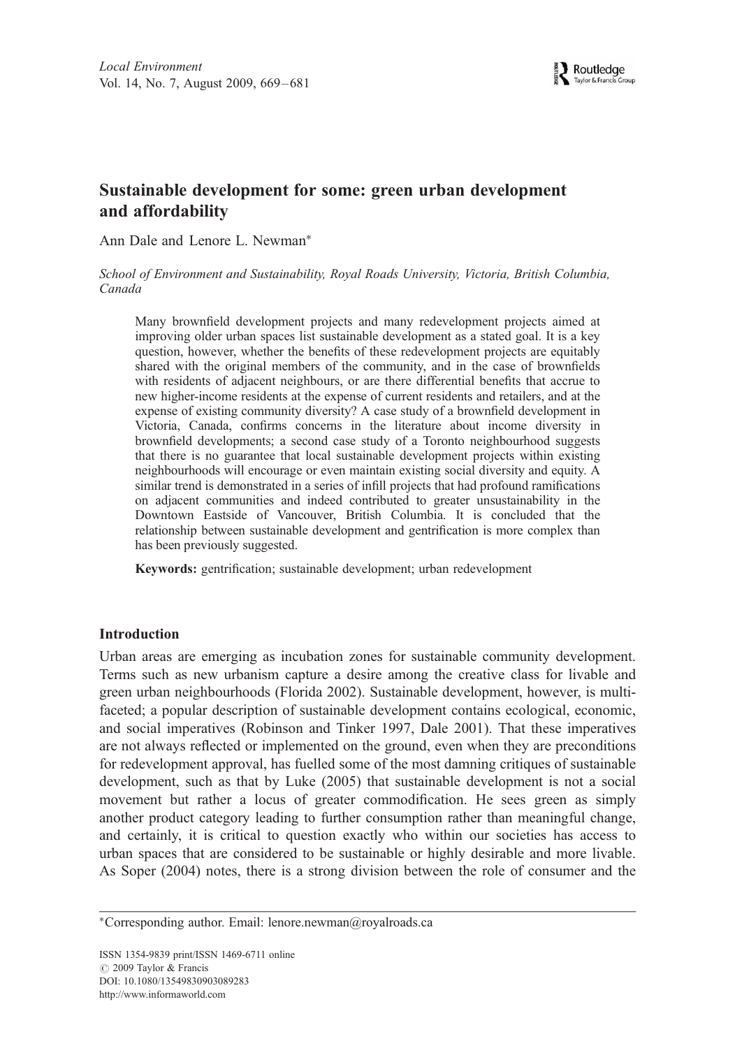# Sustainable development for some: green urban development and affordability

Ann Dale and Lenore L. Newman*

*School of Environment and Sustainability, Royal Roads University, Victoria, British Columbia, Canada*

Many brownfield development projects and many redevelopment projects aimed at improving older urban spaces list sustainable development as a stated goal. It is a key question, however, whether the benefits of these redevelopment projects are equitably shared with the original members of the community, and in the case of brownfields with residents of adjacent neighbours, or are there differential benefits that accrue to new higher-income residents at the expense of current residents and retailers, and at the expense of existing community diversity? A case study of a brownfield development in Victoria, Canada, confirms concerns in the literature about income diversity in brownfield developments; a second case study of a Toronto neighbourhood suggests that there is no guarantee that local sustainable development projects within existing neighbourhoods will encourage or even maintain existing social diversity and equity. A similar trend is demonstrated in a series of infill projects that had profound ramifications on adjacent communities and indeed contributed to greater unsustainability in the Downtown Eastside of Vancouver, British Columbia. It is concluded that the relationship between sustainable development and gentrification is more complex than has been previously suggested.

**Keywords:** gentrification; sustainable development; urban redevelopment

## Introduction

Urban areas are emerging as incubation zones for sustainable community development. Terms such as new urbanism capture a desire among the creative class for livable and green urban neighbourhoods (Florida 2002). Sustainable development, however, is multi-faceted; a popular description of sustainable development contains ecological, economic, and social imperatives (Robinson and Tinker 1997, Dale 2001). That these imperatives are not always reflected or implemented on the ground, even when they are preconditions for redevelopment approval, has fuelled some of the most damning critiques of sustainable development, such as that by Luke (2005) that sustainable development is not a social movement but rather a locus of greater commodification. He sees green as simply another product category leading to further consumption rather than meaningful change, and certainly, it is critical to question exactly who within our societies has access to urban spaces that are considered to be sustainable or highly desirable and more livable. As Soper (2004) notes, there is a strong division between the role of consumer and the

*Corresponding author. Email: lenore.newman@royalroads.ca

ISSN 1354-9839 print/ISSN 1469-6711 online
© 2009 Taylor & Francis
DOI: 10.1080/13549830903089283
http://www.informaworld.com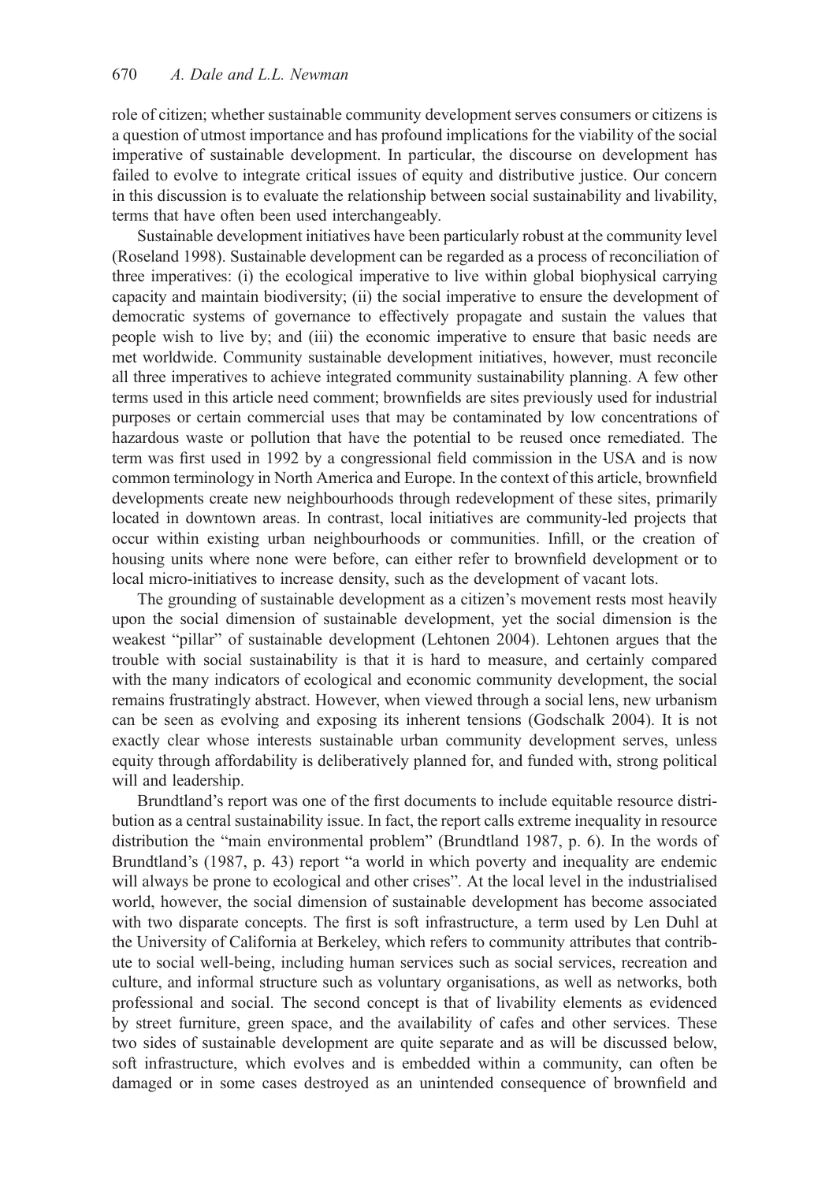role of citizen; whether sustainable community development serves consumers or citizens is a question of utmost importance and has profound implications for the viability of the social imperative of sustainable development. In particular, the discourse on development has failed to evolve to integrate critical issues of equity and distributive justice. Our concern in this discussion is to evaluate the relationship between social sustainability and livability, terms that have often been used interchangeably.

Sustainable development initiatives have been particularly robust at the community level (Roseland 1998). Sustainable development can be regarded as a process of reconciliation of three imperatives: (i) the ecological imperative to live within global biophysical carrying capacity and maintain biodiversity; (ii) the social imperative to ensure the development of democratic systems of governance to effectively propagate and sustain the values that people wish to live by; and (iii) the economic imperative to ensure that basic needs are met worldwide. Community sustainable development initiatives, however, must reconcile all three imperatives to achieve integrated community sustainability planning. A few other terms used in this article need comment; brownfields are sites previously used for industrial purposes or certain commercial uses that may be contaminated by low concentrations of hazardous waste or pollution that have the potential to be reused once remediated. The term was first used in 1992 by a congressional field commission in the USA and is now common terminology in North America and Europe. In the context of this article, brownfield developments create new neighbourhoods through redevelopment of these sites, primarily located in downtown areas. In contrast, local initiatives are community-led projects that occur within existing urban neighbourhoods or communities. Infill, or the creation of housing units where none were before, can either refer to brownfield development or to local micro-initiatives to increase density, such as the development of vacant lots.

The grounding of sustainable development as a citizen's movement rests most heavily upon the social dimension of sustainable development, yet the social dimension is the weakest "pillar" of sustainable development (Lehtonen 2004). Lehtonen argues that the trouble with social sustainability is that it is hard to measure, and certainly compared with the many indicators of ecological and economic community development, the social remains frustratingly abstract. However, when viewed through a social lens, new urbanism can be seen as evolving and exposing its inherent tensions (Godschalk 2004). It is not exactly clear whose interests sustainable urban community development serves, unless equity through affordability is deliberatively planned for, and funded with, strong political will and leadership.

Brundtland's report was one of the first documents to include equitable resource distribution as a central sustainability issue. In fact, the report calls extreme inequality in resource distribution the "main environmental problem" (Brundtland 1987, p. 6). In the words of Brundtland's (1987, p. 43) report "a world in which poverty and inequality are endemic will always be prone to ecological and other crises". At the local level in the industrialised world, however, the social dimension of sustainable development has become associated with two disparate concepts. The first is soft infrastructure, a term used by Len Duhl at the University of California at Berkeley, which refers to community attributes that contribute to social well-being, including human services such as social services, recreation and culture, and informal structure such as voluntary organisations, as well as networks, both professional and social. The second concept is that of livability elements as evidenced by street furniture, green space, and the availability of cafes and other services. These two sides of sustainable development are quite separate and as will be discussed below, soft infrastructure, which evolves and is embedded within a community, can often be damaged or in some cases destroyed as an unintended consequence of brownfield and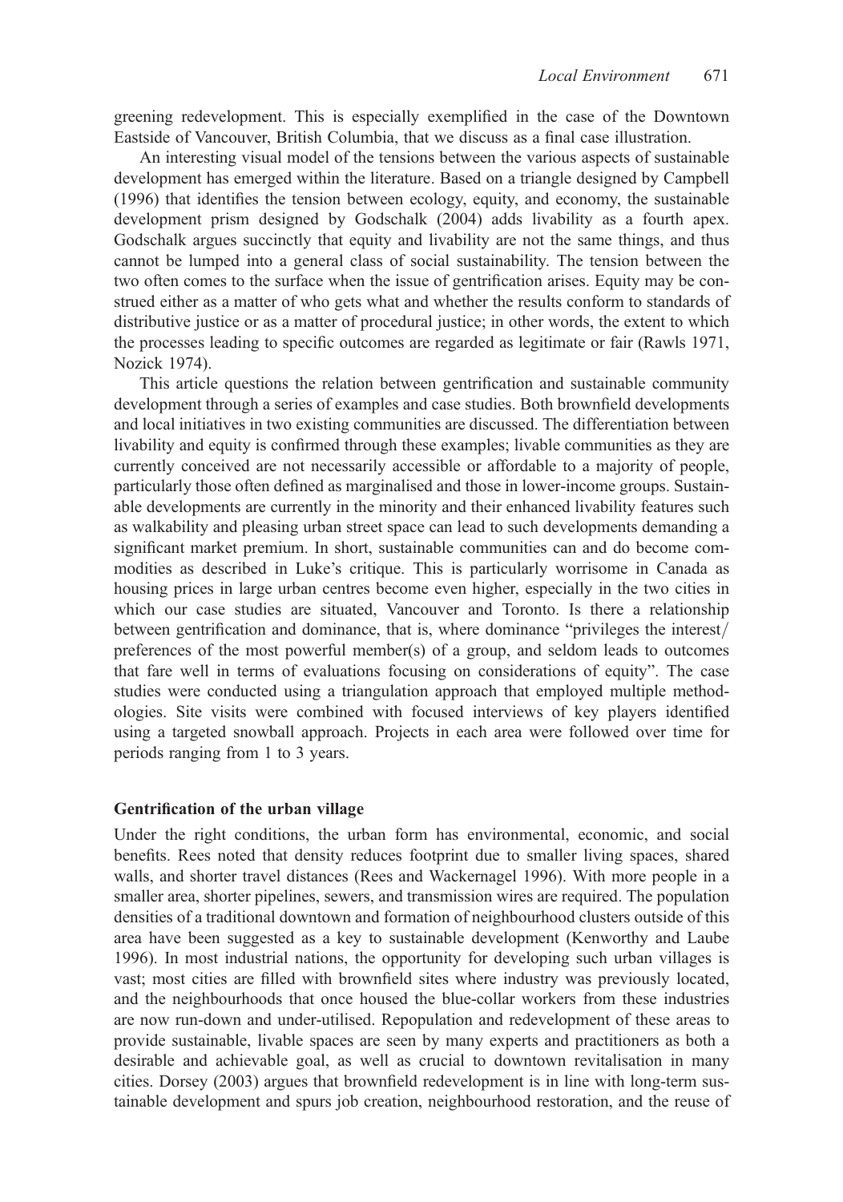greening redevelopment. This is especially exemplified in the case of the Downtown Eastside of Vancouver, British Columbia, that we discuss as a final case illustration.

An interesting visual model of the tensions between the various aspects of sustainable development has emerged within the literature. Based on a triangle designed by Campbell (1996) that identifies the tension between ecology, equity, and economy, the sustainable development prism designed by Godschalk (2004) adds livability as a fourth apex. Godschalk argues succinctly that equity and livability are not the same things, and thus cannot be lumped into a general class of social sustainability. The tension between the two often comes to the surface when the issue of gentrification arises. Equity may be construed either as a matter of who gets what and whether the results conform to standards of distributive justice or as a matter of procedural justice; in other words, the extent to which the processes leading to specific outcomes are regarded as legitimate or fair (Rawls 1971, Nozick 1974).

This article questions the relation between gentrification and sustainable community development through a series of examples and case studies. Both brownfield developments and local initiatives in two existing communities are discussed. The differentiation between livability and equity is confirmed through these examples; livable communities as they are currently conceived are not necessarily accessible or affordable to a majority of people, particularly those often defined as marginalised and those in lower-income groups. Sustainable developments are currently in the minority and their enhanced livability features such as walkability and pleasing urban street space can lead to such developments demanding a significant market premium. In short, sustainable communities can and do become commodities as described in Luke's critique. This is particularly worrisome in Canada as housing prices in large urban centres become even higher, especially in the two cities in which our case studies are situated, Vancouver and Toronto. Is there a relationship between gentrification and dominance, that is, where dominance "privileges the interest/preferences of the most powerful member(s) of a group, and seldom leads to outcomes that fare well in terms of evaluations focusing on considerations of equity". The case studies were conducted using a triangulation approach that employed multiple methodologies. Site visits were combined with focused interviews of key players identified using a targeted snowball approach. Projects in each area were followed over time for periods ranging from 1 to 3 years.

## Gentrification of the urban village

Under the right conditions, the urban form has environmental, economic, and social benefits. Rees noted that density reduces footprint due to smaller living spaces, shared walls, and shorter travel distances (Rees and Wackernagel 1996). With more people in a smaller area, shorter pipelines, sewers, and transmission wires are required. The population densities of a traditional downtown and formation of neighbourhood clusters outside of this area have been suggested as a key to sustainable development (Kenworthy and Laube 1996). In most industrial nations, the opportunity for developing such urban villages is vast; most cities are filled with brownfield sites where industry was previously located, and the neighbourhoods that once housed the blue-collar workers from these industries are now run-down and under-utilised. Repopulation and redevelopment of these areas to provide sustainable, livable spaces are seen by many experts and practitioners as both a desirable and achievable goal, as well as crucial to downtown revitalisation in many cities. Dorsey (2003) argues that brownfield redevelopment is in line with long-term sustainable development and spurs job creation, neighbourhood restoration, and the reuse of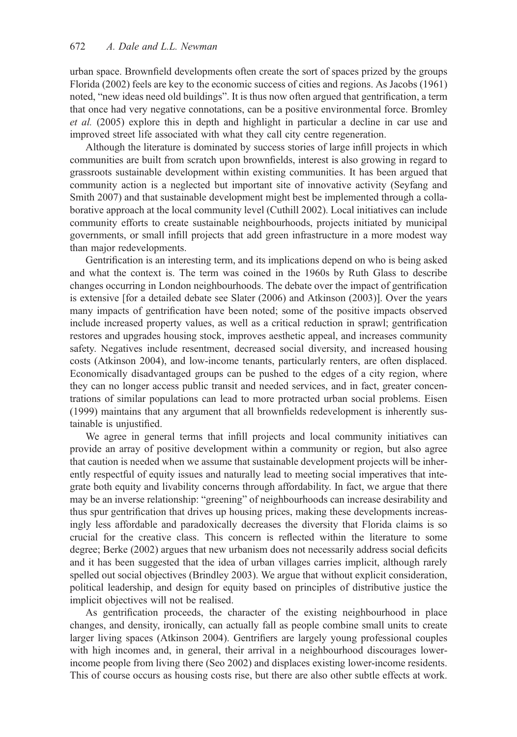urban space. Brownfield developments often create the sort of spaces prized by the groups Florida (2002) feels are key to the economic success of cities and regions. As Jacobs (1961) noted, "new ideas need old buildings". It is thus now often argued that gentrification, a term that once had very negative connotations, can be a positive environmental force. Bromley *et al.* (2005) explore this in depth and highlight in particular a decline in car use and improved street life associated with what they call city centre regeneration.

Although the literature is dominated by success stories of large infill projects in which communities are built from scratch upon brownfields, interest is also growing in regard to grassroots sustainable development within existing communities. It has been argued that community action is a neglected but important site of innovative activity (Seyfang and Smith 2007) and that sustainable development might best be implemented through a collaborative approach at the local community level (Cuthill 2002). Local initiatives can include community efforts to create sustainable neighbourhoods, projects initiated by municipal governments, or small infill projects that add green infrastructure in a more modest way than major redevelopments.

Gentrification is an interesting term, and its implications depend on who is being asked and what the context is. The term was coined in the 1960s by Ruth Glass to describe changes occurring in London neighbourhoods. The debate over the impact of gentrification is extensive [for a detailed debate see Slater (2006) and Atkinson (2003)]. Over the years many impacts of gentrification have been noted; some of the positive impacts observed include increased property values, as well as a critical reduction in sprawl; gentrification restores and upgrades housing stock, improves aesthetic appeal, and increases community safety. Negatives include resentment, decreased social diversity, and increased housing costs (Atkinson 2004), and low-income tenants, particularly renters, are often displaced. Economically disadvantaged groups can be pushed to the edges of a city region, where they can no longer access public transit and needed services, and in fact, greater concentrations of similar populations can lead to more protracted urban social problems. Eisen (1999) maintains that any argument that all brownfields redevelopment is inherently sustainable is unjustified.

We agree in general terms that infill projects and local community initiatives can provide an array of positive development within a community or region, but also agree that caution is needed when we assume that sustainable development projects will be inherently respectful of equity issues and naturally lead to meeting social imperatives that integrate both equity and livability concerns through affordability. In fact, we argue that there may be an inverse relationship: "greening" of neighbourhoods can increase desirability and thus spur gentrification that drives up housing prices, making these developments increasingly less affordable and paradoxically decreases the diversity that Florida claims is so crucial for the creative class. This concern is reflected within the literature to some degree; Berke (2002) argues that new urbanism does not necessarily address social deficits and it has been suggested that the idea of urban villages carries implicit, although rarely spelled out social objectives (Brindley 2003). We argue that without explicit consideration, political leadership, and design for equity based on principles of distributive justice the implicit objectives will not be realised.

As gentrification proceeds, the character of the existing neighbourhood in place changes, and density, ironically, can actually fall as people combine small units to create larger living spaces (Atkinson 2004). Gentrifiers are largely young professional couples with high incomes and, in general, their arrival in a neighbourhood discourages lower-income people from living there (Seo 2002) and displaces existing lower-income residents. This of course occurs as housing costs rise, but there are also other subtle effects at work.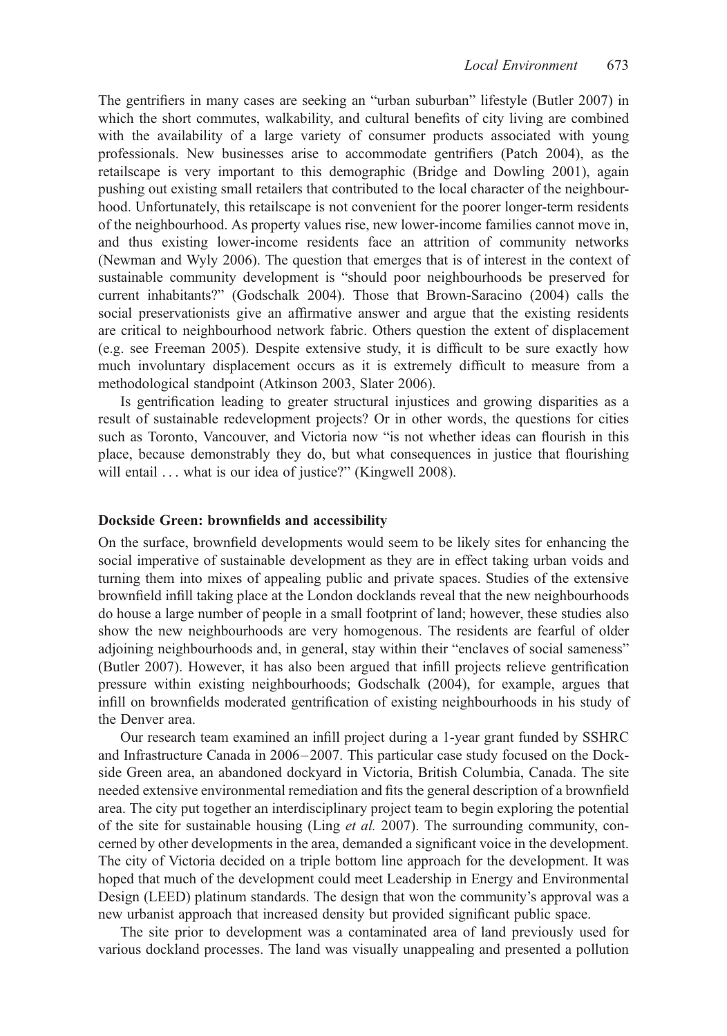The gentrifiers in many cases are seeking an "urban suburban" lifestyle (Butler 2007) in which the short commutes, walkability, and cultural benefits of city living are combined with the availability of a large variety of consumer products associated with young professionals. New businesses arise to accommodate gentrifiers (Patch 2004), as the retailscape is very important to this demographic (Bridge and Dowling 2001), again pushing out existing small retailers that contributed to the local character of the neighbourhood. Unfortunately, this retailscape is not convenient for the poorer longer-term residents of the neighbourhood. As property values rise, new lower-income families cannot move in, and thus existing lower-income residents face an attrition of community networks (Newman and Wyly 2006). The question that emerges that is of interest in the context of sustainable community development is "should poor neighbourhoods be preserved for current inhabitants?" (Godschalk 2004). Those that Brown-Saracino (2004) calls the social preservationists give an affirmative answer and argue that the existing residents are critical to neighbourhood network fabric. Others question the extent of displacement (e.g. see Freeman 2005). Despite extensive study, it is difficult to be sure exactly how much involuntary displacement occurs as it is extremely difficult to measure from a methodological standpoint (Atkinson 2003, Slater 2006).

Is gentrification leading to greater structural injustices and growing disparities as a result of sustainable redevelopment projects? Or in other words, the questions for cities such as Toronto, Vancouver, and Victoria now "is not whether ideas can flourish in this place, because demonstrably they do, but what consequences in justice that flourishing will entail ... what is our idea of justice?" (Kingwell 2008).

## Dockside Green: brownfields and accessibility

On the surface, brownfield developments would seem to be likely sites for enhancing the social imperative of sustainable development as they are in effect taking urban voids and turning them into mixes of appealing public and private spaces. Studies of the extensive brownfield infill taking place at the London docklands reveal that the new neighbourhoods do house a large number of people in a small footprint of land; however, these studies also show the new neighbourhoods are very homogenous. The residents are fearful of older adjoining neighbourhoods and, in general, stay within their "enclaves of social sameness" (Butler 2007). However, it has also been argued that infill projects relieve gentrification pressure within existing neighbourhoods; Godschalk (2004), for example, argues that infill on brownfields moderated gentrification of existing neighbourhoods in his study of the Denver area.

Our research team examined an infill project during a 1-year grant funded by SSHRC and Infrastructure Canada in 2006–2007. This particular case study focused on the Dockside Green area, an abandoned dockyard in Victoria, British Columbia, Canada. The site needed extensive environmental remediation and fits the general description of a brownfield area. The city put together an interdisciplinary project team to begin exploring the potential of the site for sustainable housing (Ling *et al.* 2007). The surrounding community, concerned by other developments in the area, demanded a significant voice in the development. The city of Victoria decided on a triple bottom line approach for the development. It was hoped that much of the development could meet Leadership in Energy and Environmental Design (LEED) platinum standards. The design that won the community's approval was a new urbanist approach that increased density but provided significant public space.

The site prior to development was a contaminated area of land previously used for various dockland processes. The land was visually unappealing and presented a pollution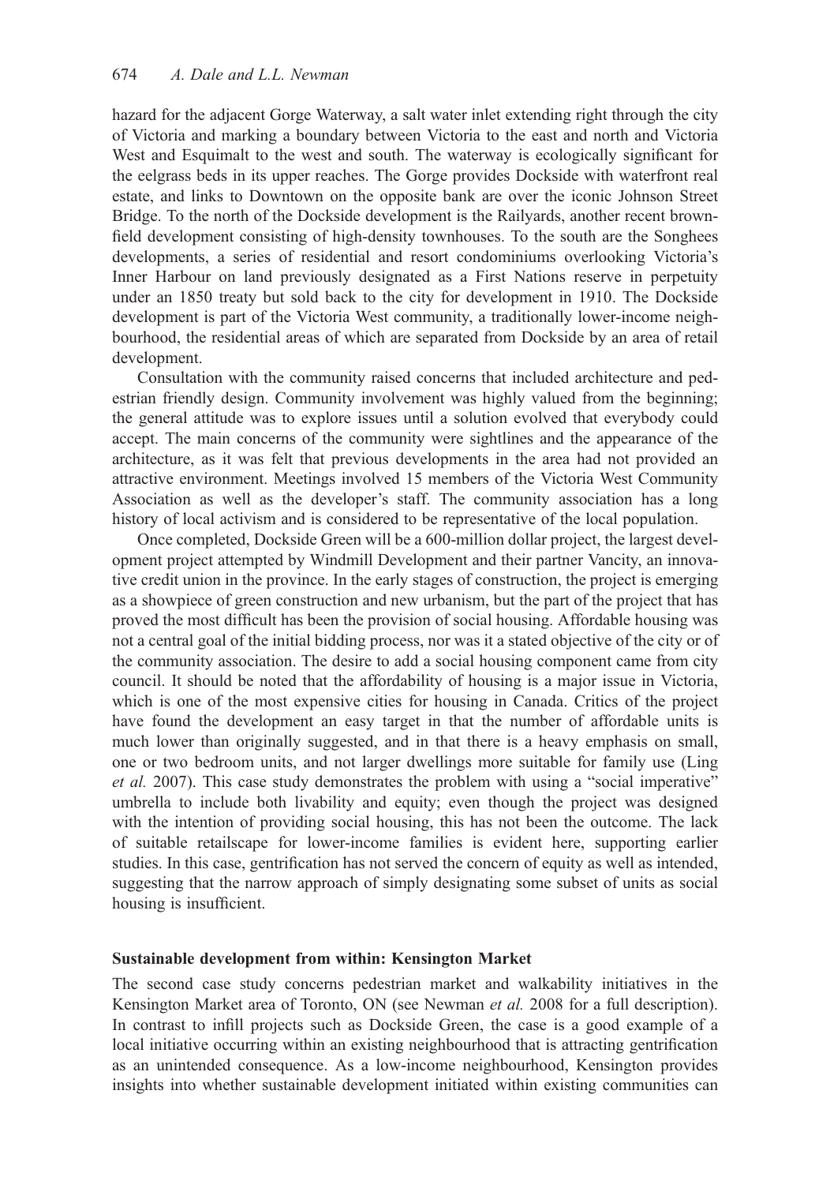hazard for the adjacent Gorge Waterway, a salt water inlet extending right through the city of Victoria and marking a boundary between Victoria to the east and north and Victoria West and Esquimalt to the west and south. The waterway is ecologically significant for the eelgrass beds in its upper reaches. The Gorge provides Dockside with waterfront real estate, and links to Downtown on the opposite bank are over the iconic Johnson Street Bridge. To the north of the Dockside development is the Railyards, another recent brownfield development consisting of high-density townhouses. To the south are the Songhees developments, a series of residential and resort condominiums overlooking Victoria's Inner Harbour on land previously designated as a First Nations reserve in perpetuity under an 1850 treaty but sold back to the city for development in 1910. The Dockside development is part of the Victoria West community, a traditionally lower-income neighbourhood, the residential areas of which are separated from Dockside by an area of retail development.

Consultation with the community raised concerns that included architecture and pedestrian friendly design. Community involvement was highly valued from the beginning; the general attitude was to explore issues until a solution evolved that everybody could accept. The main concerns of the community were sightlines and the appearance of the architecture, as it was felt that previous developments in the area had not provided an attractive environment. Meetings involved 15 members of the Victoria West Community Association as well as the developer's staff. The community association has a long history of local activism and is considered to be representative of the local population.

Once completed, Dockside Green will be a 600-million dollar project, the largest development project attempted by Windmill Development and their partner Vancity, an innovative credit union in the province. In the early stages of construction, the project is emerging as a showpiece of green construction and new urbanism, but the part of the project that has proved the most difficult has been the provision of social housing. Affordable housing was not a central goal of the initial bidding process, nor was it a stated objective of the city or of the community association. The desire to add a social housing component came from city council. It should be noted that the affordability of housing is a major issue in Victoria, which is one of the most expensive cities for housing in Canada. Critics of the project have found the development an easy target in that the number of affordable units is much lower than originally suggested, and in that there is a heavy emphasis on small, one or two bedroom units, and not larger dwellings more suitable for family use (Ling *et al.* 2007). This case study demonstrates the problem with using a "social imperative" umbrella to include both livability and equity; even though the project was designed with the intention of providing social housing, this has not been the outcome. The lack of suitable retailscape for lower-income families is evident here, supporting earlier studies. In this case, gentrification has not served the concern of equity as well as intended, suggesting that the narrow approach of simply designating some subset of units as social housing is insufficient.

### Sustainable development from within: Kensington Market

The second case study concerns pedestrian market and walkability initiatives in the Kensington Market area of Toronto, ON (see Newman *et al.* 2008 for a full description). In contrast to infill projects such as Dockside Green, the case is a good example of a local initiative occurring within an existing neighbourhood that is attracting gentrification as an unintended consequence. As a low-income neighbourhood, Kensington provides insights into whether sustainable development initiated within existing communities can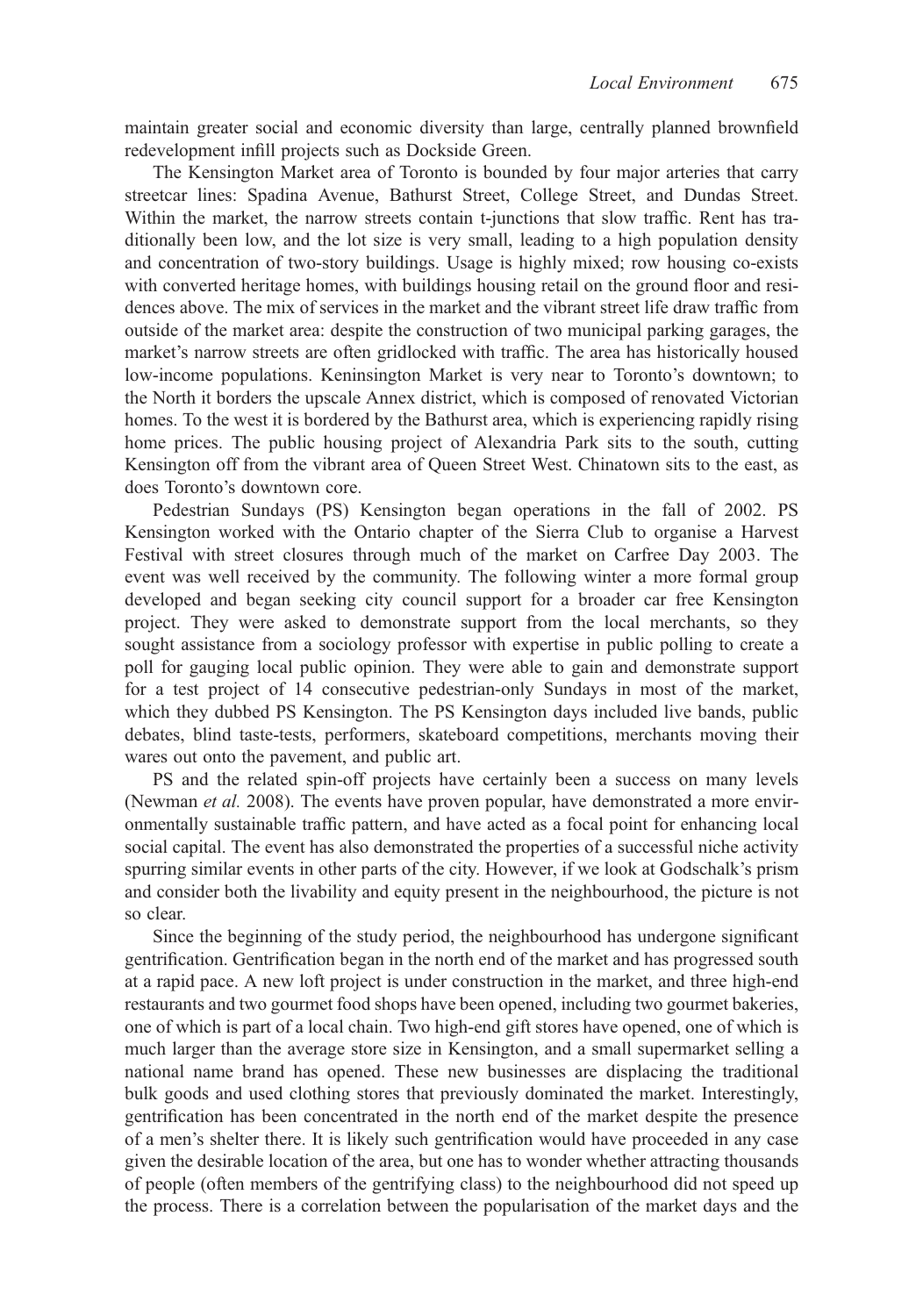maintain greater social and economic diversity than large, centrally planned brownfield redevelopment infill projects such as Dockside Green.

The Kensington Market area of Toronto is bounded by four major arteries that carry streetcar lines: Spadina Avenue, Bathurst Street, College Street, and Dundas Street. Within the market, the narrow streets contain t-junctions that slow traffic. Rent has traditionally been low, and the lot size is very small, leading to a high population density and concentration of two-story buildings. Usage is highly mixed; row housing co-exists with converted heritage homes, with buildings housing retail on the ground floor and residences above. The mix of services in the market and the vibrant street life draw traffic from outside of the market area: despite the construction of two municipal parking garages, the market's narrow streets are often gridlocked with traffic. The area has historically housed low-income populations. Keninsington Market is very near to Toronto's downtown; to the North it borders the upscale Annex district, which is composed of renovated Victorian homes. To the west it is bordered by the Bathurst area, which is experiencing rapidly rising home prices. The public housing project of Alexandria Park sits to the south, cutting Kensington off from the vibrant area of Queen Street West. Chinatown sits to the east, as does Toronto's downtown core.

Pedestrian Sundays (PS) Kensington began operations in the fall of 2002. PS Kensington worked with the Ontario chapter of the Sierra Club to organise a Harvest Festival with street closures through much of the market on Carfree Day 2003. The event was well received by the community. The following winter a more formal group developed and began seeking city council support for a broader car free Kensington project. They were asked to demonstrate support from the local merchants, so they sought assistance from a sociology professor with expertise in public polling to create a poll for gauging local public opinion. They were able to gain and demonstrate support for a test project of 14 consecutive pedestrian-only Sundays in most of the market, which they dubbed PS Kensington. The PS Kensington days included live bands, public debates, blind taste-tests, performers, skateboard competitions, merchants moving their wares out onto the pavement, and public art.

PS and the related spin-off projects have certainly been a success on many levels (Newman *et al.* 2008). The events have proven popular, have demonstrated a more environmentally sustainable traffic pattern, and have acted as a focal point for enhancing local social capital. The event has also demonstrated the properties of a successful niche activity spurring similar events in other parts of the city. However, if we look at Godschalk's prism and consider both the livability and equity present in the neighbourhood, the picture is not so clear.

Since the beginning of the study period, the neighbourhood has undergone significant gentrification. Gentrification began in the north end of the market and has progressed south at a rapid pace. A new loft project is under construction in the market, and three high-end restaurants and two gourmet food shops have been opened, including two gourmet bakeries, one of which is part of a local chain. Two high-end gift stores have opened, one of which is much larger than the average store size in Kensington, and a small supermarket selling a national name brand has opened. These new businesses are displacing the traditional bulk goods and used clothing stores that previously dominated the market. Interestingly, gentrification has been concentrated in the north end of the market despite the presence of a men's shelter there. It is likely such gentrification would have proceeded in any case given the desirable location of the area, but one has to wonder whether attracting thousands of people (often members of the gentrifying class) to the neighbourhood did not speed up the process. There is a correlation between the popularisation of the market days and the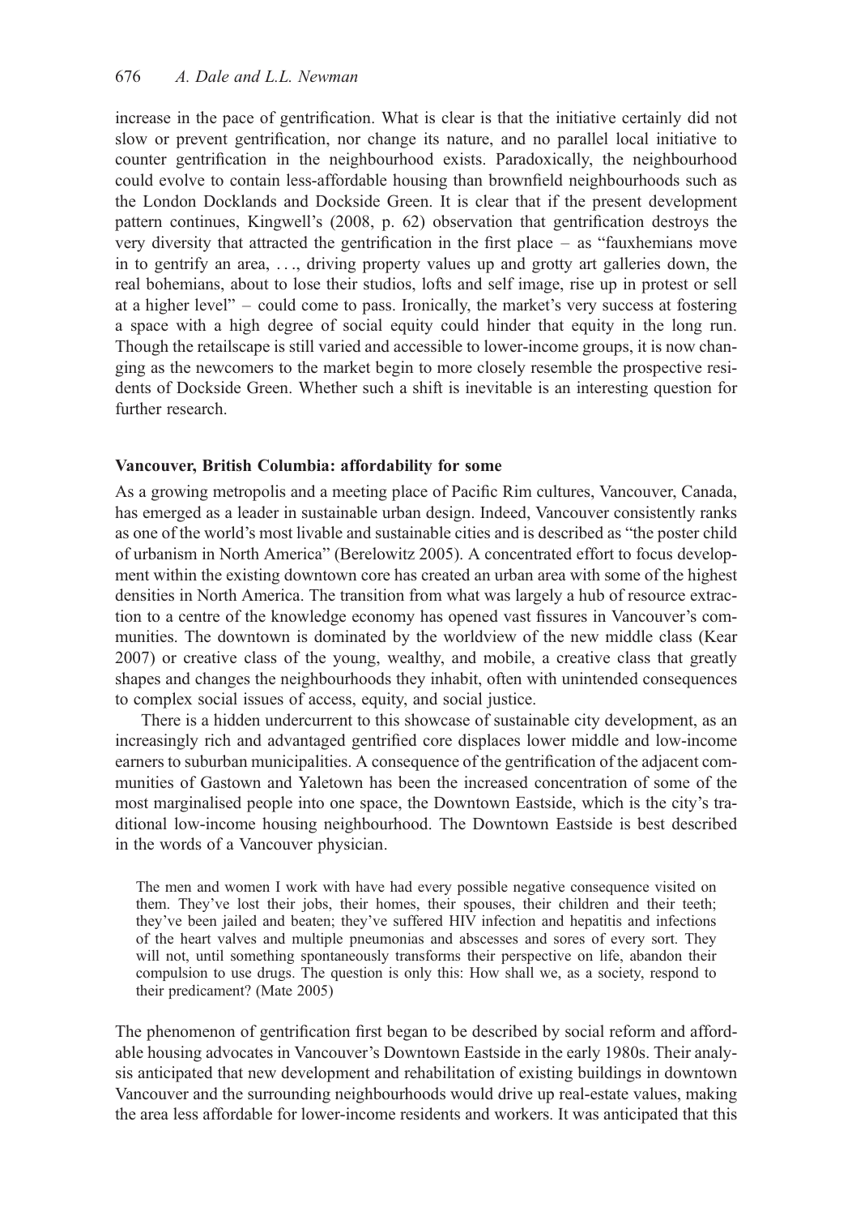increase in the pace of gentrification. What is clear is that the initiative certainly did not slow or prevent gentrification, nor change its nature, and no parallel local initiative to counter gentrification in the neighbourhood exists. Paradoxically, the neighbourhood could evolve to contain less-affordable housing than brownfield neighbourhoods such as the London Docklands and Dockside Green. It is clear that if the present development pattern continues, Kingwell's (2008, p. 62) observation that gentrification destroys the very diversity that attracted the gentrification in the first place – as "fauxhemians move in to gentrify an area, . . ., driving property values up and grotty art galleries down, the real bohemians, about to lose their studios, lofts and self image, rise up in protest or sell at a higher level" – could come to pass. Ironically, the market's very success at fostering a space with a high degree of social equity could hinder that equity in the long run. Though the retailscape is still varied and accessible to lower-income groups, it is now changing as the newcomers to the market begin to more closely resemble the prospective residents of Dockside Green. Whether such a shift is inevitable is an interesting question for further research.

### Vancouver, British Columbia: affordability for some

As a growing metropolis and a meeting place of Pacific Rim cultures, Vancouver, Canada, has emerged as a leader in sustainable urban design. Indeed, Vancouver consistently ranks as one of the world's most livable and sustainable cities and is described as "the poster child of urbanism in North America" (Berelowitz 2005). A concentrated effort to focus development within the existing downtown core has created an urban area with some of the highest densities in North America. The transition from what was largely a hub of resource extraction to a centre of the knowledge economy has opened vast fissures in Vancouver's communities. The downtown is dominated by the worldview of the new middle class (Kear 2007) or creative class of the young, wealthy, and mobile, a creative class that greatly shapes and changes the neighbourhoods they inhabit, often with unintended consequences to complex social issues of access, equity, and social justice.

There is a hidden undercurrent to this showcase of sustainable city development, as an increasingly rich and advantaged gentrified core displaces lower middle and low-income earners to suburban municipalities. A consequence of the gentrification of the adjacent communities of Gastown and Yaletown has been the increased concentration of some of the most marginalised people into one space, the Downtown Eastside, which is the city's traditional low-income housing neighbourhood. The Downtown Eastside is best described in the words of a Vancouver physician.

> The men and women I work with have had every possible negative consequence visited on them. They've lost their jobs, their homes, their spouses, their children and their teeth; they've been jailed and beaten; they've suffered HIV infection and hepatitis and infections of the heart valves and multiple pneumonias and abscesses and sores of every sort. They will not, until something spontaneously transforms their perspective on life, abandon their compulsion to use drugs. The question is only this: How shall we, as a society, respond to their predicament? (Mate 2005)

The phenomenon of gentrification first began to be described by social reform and affordable housing advocates in Vancouver's Downtown Eastside in the early 1980s. Their analysis anticipated that new development and rehabilitation of existing buildings in downtown Vancouver and the surrounding neighbourhoods would drive up real-estate values, making the area less affordable for lower-income residents and workers. It was anticipated that this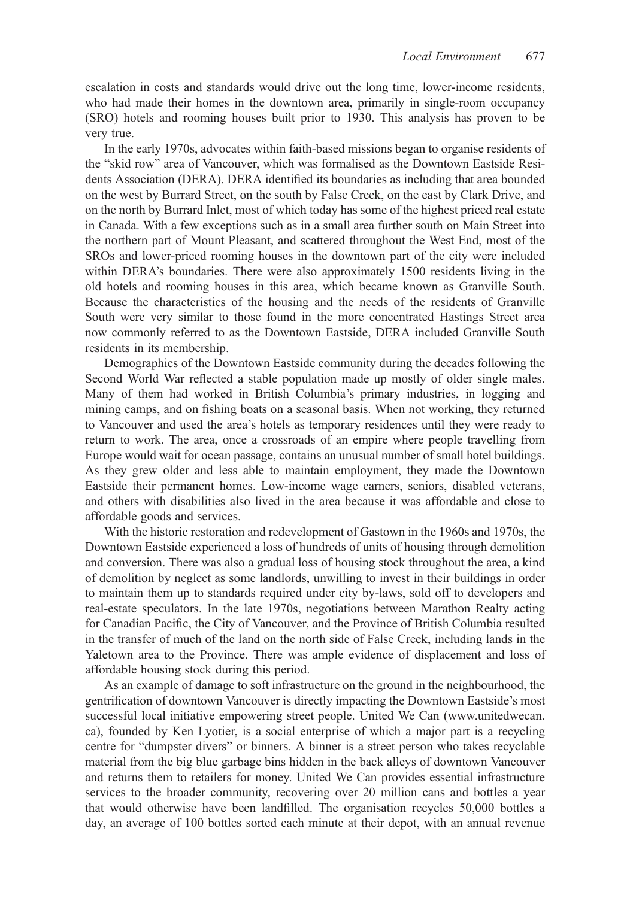escalation in costs and standards would drive out the long time, lower-income residents, who had made their homes in the downtown area, primarily in single-room occupancy (SRO) hotels and rooming houses built prior to 1930. This analysis has proven to be very true.

In the early 1970s, advocates within faith-based missions began to organise residents of the "skid row" area of Vancouver, which was formalised as the Downtown Eastside Residents Association (DERA). DERA identified its boundaries as including that area bounded on the west by Burrard Street, on the south by False Creek, on the east by Clark Drive, and on the north by Burrard Inlet, most of which today has some of the highest priced real estate in Canada. With a few exceptions such as in a small area further south on Main Street into the northern part of Mount Pleasant, and scattered throughout the West End, most of the SROs and lower-priced rooming houses in the downtown part of the city were included within DERA's boundaries. There were also approximately 1500 residents living in the old hotels and rooming houses in this area, which became known as Granville South. Because the characteristics of the housing and the needs of the residents of Granville South were very similar to those found in the more concentrated Hastings Street area now commonly referred to as the Downtown Eastside, DERA included Granville South residents in its membership.

Demographics of the Downtown Eastside community during the decades following the Second World War reflected a stable population made up mostly of older single males. Many of them had worked in British Columbia's primary industries, in logging and mining camps, and on fishing boats on a seasonal basis. When not working, they returned to Vancouver and used the area's hotels as temporary residences until they were ready to return to work. The area, once a crossroads of an empire where people travelling from Europe would wait for ocean passage, contains an unusual number of small hotel buildings. As they grew older and less able to maintain employment, they made the Downtown Eastside their permanent homes. Low-income wage earners, seniors, disabled veterans, and others with disabilities also lived in the area because it was affordable and close to affordable goods and services.

With the historic restoration and redevelopment of Gastown in the 1960s and 1970s, the Downtown Eastside experienced a loss of hundreds of units of housing through demolition and conversion. There was also a gradual loss of housing stock throughout the area, a kind of demolition by neglect as some landlords, unwilling to invest in their buildings in order to maintain them up to standards required under city by-laws, sold off to developers and real-estate speculators. In the late 1970s, negotiations between Marathon Realty acting for Canadian Pacific, the City of Vancouver, and the Province of British Columbia resulted in the transfer of much of the land on the north side of False Creek, including lands in the Yaletown area to the Province. There was ample evidence of displacement and loss of affordable housing stock during this period.

As an example of damage to soft infrastructure on the ground in the neighbourhood, the gentrification of downtown Vancouver is directly impacting the Downtown Eastside's most successful local initiative empowering street people. United We Can (www.unitedwecan.ca), founded by Ken Lyotier, is a social enterprise of which a major part is a recycling centre for "dumpster divers" or binners. A binner is a street person who takes recyclable material from the big blue garbage bins hidden in the back alleys of downtown Vancouver and returns them to retailers for money. United We Can provides essential infrastructure services to the broader community, recovering over 20 million cans and bottles a year that would otherwise have been landfilled. The organisation recycles 50,000 bottles a day, an average of 100 bottles sorted each minute at their depot, with an annual revenue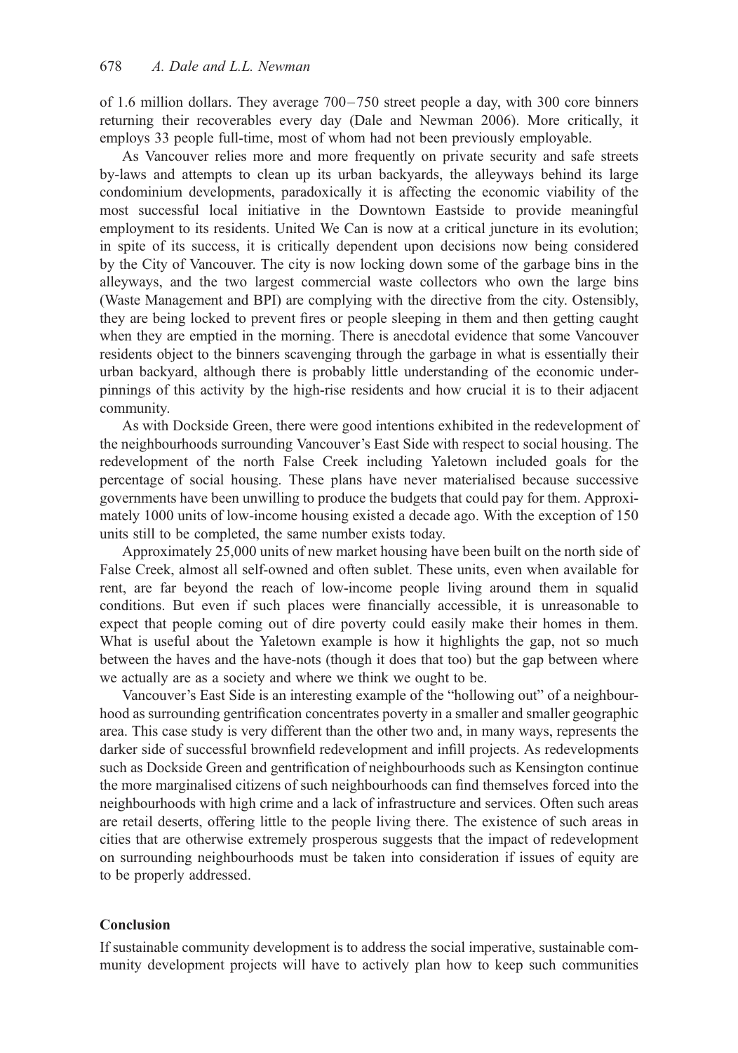of 1.6 million dollars. They average 700–750 street people a day, with 300 core binners returning their recoverables every day (Dale and Newman 2006). More critically, it employs 33 people full-time, most of whom had not been previously employable.

As Vancouver relies more and more frequently on private security and safe streets by-laws and attempts to clean up its urban backyards, the alleyways behind its large condominium developments, paradoxically it is affecting the economic viability of the most successful local initiative in the Downtown Eastside to provide meaningful employment to its residents. United We Can is now at a critical juncture in its evolution; in spite of its success, it is critically dependent upon decisions now being considered by the City of Vancouver. The city is now locking down some of the garbage bins in the alleyways, and the two largest commercial waste collectors who own the large bins (Waste Management and BPI) are complying with the directive from the city. Ostensibly, they are being locked to prevent fires or people sleeping in them and then getting caught when they are emptied in the morning. There is anecdotal evidence that some Vancouver residents object to the binners scavenging through the garbage in what is essentially their urban backyard, although there is probably little understanding of the economic underpinnings of this activity by the high-rise residents and how crucial it is to their adjacent community.

As with Dockside Green, there were good intentions exhibited in the redevelopment of the neighbourhoods surrounding Vancouver's East Side with respect to social housing. The redevelopment of the north False Creek including Yaletown included goals for the percentage of social housing. These plans have never materialised because successive governments have been unwilling to produce the budgets that could pay for them. Approximately 1000 units of low-income housing existed a decade ago. With the exception of 150 units still to be completed, the same number exists today.

Approximately 25,000 units of new market housing have been built on the north side of False Creek, almost all self-owned and often sublet. These units, even when available for rent, are far beyond the reach of low-income people living around them in squalid conditions. But even if such places were financially accessible, it is unreasonable to expect that people coming out of dire poverty could easily make their homes in them. What is useful about the Yaletown example is how it highlights the gap, not so much between the haves and the have-nots (though it does that too) but the gap between where we actually are as a society and where we think we ought to be.

Vancouver's East Side is an interesting example of the "hollowing out" of a neighbourhood as surrounding gentrification concentrates poverty in a smaller and smaller geographic area. This case study is very different than the other two and, in many ways, represents the darker side of successful brownfield redevelopment and infill projects. As redevelopments such as Dockside Green and gentrification of neighbourhoods such as Kensington continue the more marginalised citizens of such neighbourhoods can find themselves forced into the neighbourhoods with high crime and a lack of infrastructure and services. Often such areas are retail deserts, offering little to the people living there. The existence of such areas in cities that are otherwise extremely prosperous suggests that the impact of redevelopment on surrounding neighbourhoods must be taken into consideration if issues of equity are to be properly addressed.

## Conclusion

If sustainable community development is to address the social imperative, sustainable community development projects will have to actively plan how to keep such communities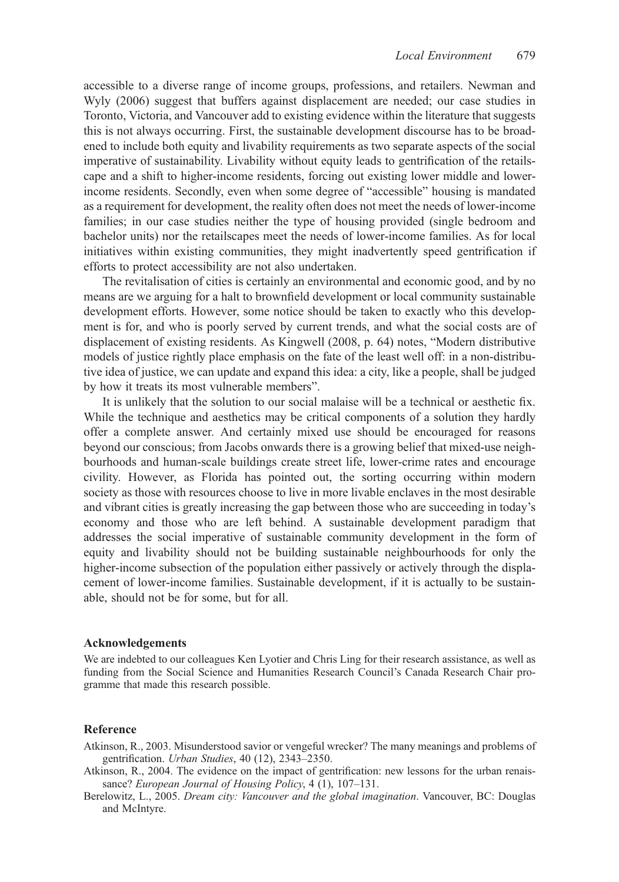accessible to a diverse range of income groups, professions, and retailers. Newman and Wyly (2006) suggest that buffers against displacement are needed; our case studies in Toronto, Victoria, and Vancouver add to existing evidence within the literature that suggests this is not always occurring. First, the sustainable development discourse has to be broadened to include both equity and livability requirements as two separate aspects of the social imperative of sustainability. Livability without equity leads to gentrification of the retailscape and a shift to higher-income residents, forcing out existing lower middle and lower-income residents. Secondly, even when some degree of "accessible" housing is mandated as a requirement for development, the reality often does not meet the needs of lower-income families; in our case studies neither the type of housing provided (single bedroom and bachelor units) nor the retailscapes meet the needs of lower-income families. As for local initiatives within existing communities, they might inadvertently speed gentrification if efforts to protect accessibility are not also undertaken.

The revitalisation of cities is certainly an environmental and economic good, and by no means are we arguing for a halt to brownfield development or local community sustainable development efforts. However, some notice should be taken to exactly who this development is for, and who is poorly served by current trends, and what the social costs are of displacement of existing residents. As Kingwell (2008, p. 64) notes, "Modern distributive models of justice rightly place emphasis on the fate of the least well off: in a non-distributive idea of justice, we can update and expand this idea: a city, like a people, shall be judged by how it treats its most vulnerable members".

It is unlikely that the solution to our social malaise will be a technical or aesthetic fix. While the technique and aesthetics may be critical components of a solution they hardly offer a complete answer. And certainly mixed use should be encouraged for reasons beyond our conscious; from Jacobs onwards there is a growing belief that mixed-use neighbourhoods and human-scale buildings create street life, lower-crime rates and encourage civility. However, as Florida has pointed out, the sorting occurring within modern society as those with resources choose to live in more livable enclaves in the most desirable and vibrant cities is greatly increasing the gap between those who are succeeding in today's economy and those who are left behind. A sustainable development paradigm that addresses the social imperative of sustainable community development in the form of equity and livability should not be building sustainable neighbourhoods for only the higher-income subsection of the population either passively or actively through the displacement of lower-income families. Sustainable development, if it is actually to be sustainable, should not be for some, but for all.

## Acknowledgements

We are indebted to our colleagues Ken Lyotier and Chris Ling for their research assistance, as well as funding from the Social Science and Humanities Research Council's Canada Research Chair programme that made this research possible.

## Reference

Atkinson, R., 2003. Misunderstood savior or vengeful wrecker? The many meanings and problems of gentrification. *Urban Studies*, 40 (12), 2343–2350.

Atkinson, R., 2004. The evidence on the impact of gentrification: new lessons for the urban renaissance? *European Journal of Housing Policy*, 4 (1), 107–131.

Berelowitz, L., 2005. *Dream city: Vancouver and the global imagination*. Vancouver, BC: Douglas and McIntyre.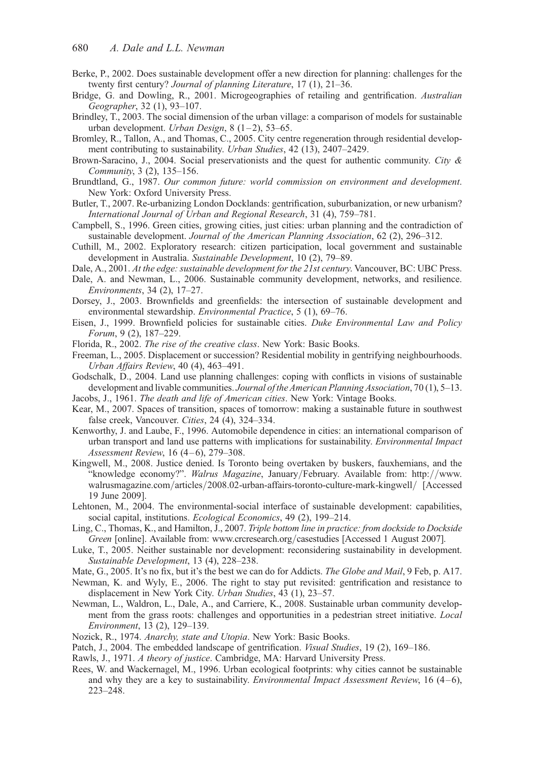Berke, P., 2002. Does sustainable development offer a new direction for planning: challenges for the twenty first century? *Journal of planning Literature*, 17 (1), 21–36.

Bridge, G. and Dowling, R., 2001. Microgeographies of retailing and gentrification. *Australian Geographer*, 32 (1), 93–107.

Brindley, T., 2003. The social dimension of the urban village: a comparison of models for sustainable urban development. *Urban Design*, 8 (1–2), 53–65.

Bromley, R., Tallon, A., and Thomas, C., 2005. City centre regeneration through residential development contributing to sustainability. *Urban Studies*, 42 (13), 2407–2429.

Brown-Saracino, J., 2004. Social preservationists and the quest for authentic community. *City & Community*, 3 (2), 135–156.

Brundtland, G., 1987. *Our common future: world commission on environment and development*. New York: Oxford University Press.

Butler, T., 2007. Re-urbanizing London Docklands: gentrification, suburbanization, or new urbanism? *International Journal of Urban and Regional Research*, 31 (4), 759–781.

Campbell, S., 1996. Green cities, growing cities, just cities: urban planning and the contradiction of sustainable development. *Journal of the American Planning Association*, 62 (2), 296–312.

Cuthill, M., 2002. Exploratory research: citizen participation, local government and sustainable development in Australia. *Sustainable Development*, 10 (2), 79–89.

Dale, A., 2001. *At the edge: sustainable development for the 21st century*. Vancouver, BC: UBC Press.

Dale, A. and Newman, L., 2006. Sustainable community development, networks, and resilience. *Environments*, 34 (2), 17–27.

Dorsey, J., 2003. Brownfields and greenfields: the intersection of sustainable development and environmental stewardship. *Environmental Practice*, 5 (1), 69–76.

Eisen, J., 1999. Brownfield policies for sustainable cities. *Duke Environmental Law and Policy Forum*, 9 (2), 187–229.

Florida, R., 2002. *The rise of the creative class*. New York: Basic Books.

Freeman, L., 2005. Displacement or succession? Residential mobility in gentrifying neighbourhoods. *Urban Affairs Review*, 40 (4), 463–491.

Godschalk, D., 2004. Land use planning challenges: coping with conflicts in visions of sustainable development and livable communities. *Journal of the American Planning Association*, 70 (1), 5–13.

Jacobs, J., 1961. *The death and life of American cities*. New York: Vintage Books.

Kear, M., 2007. Spaces of transition, spaces of tomorrow: making a sustainable future in southwest false creek, Vancouver. *Cities*, 24 (4), 324–334.

Kenworthy, J. and Laube, F., 1996. Automobile dependence in cities: an international comparison of urban transport and land use patterns with implications for sustainability. *Environmental Impact Assessment Review*, 16 (4–6), 279–308.

Kingwell, M., 2008. Justice denied. Is Toronto being overtaken by buskers, fauxhemians, and the "knowledge economy?". *Walrus Magazine*, January/February. Available from: http://www.walrusmagazine.com/articles/2008.02-urban-affairs-toronto-culture-mark-kingwell/ [Accessed 19 June 2009].

Lehtonen, M., 2004. The environmental-social interface of sustainable development: capabilities, social capital, institutions. *Ecological Economics*, 49 (2), 199–214.

Ling, C., Thomas, K., and Hamilton, J., 2007. *Triple bottom line in practice: from dockside to Dockside Green* [online]. Available from: www.crcresearch.org/casestudies [Accessed 1 August 2007].

Luke, T., 2005. Neither sustainable nor development: reconsidering sustainability in development. *Sustainable Development*, 13 (4), 228–238.

Mate, G., 2005. It's no fix, but it's the best we can do for Addicts. *The Globe and Mail*, 9 Feb, p. A17.

Newman, K. and Wyly, E., 2006. The right to stay put revisited: gentrification and resistance to displacement in New York City. *Urban Studies*, 43 (1), 23–57.

Newman, L., Waldron, L., Dale, A., and Carriere, K., 2008. Sustainable urban community development from the grass roots: challenges and opportunities in a pedestrian street initiative. *Local Environment*, 13 (2), 129–139.

Nozick, R., 1974. *Anarchy, state and Utopia*. New York: Basic Books.

Patch, J., 2004. The embedded landscape of gentrification. *Visual Studies*, 19 (2), 169–186.

Rawls, J., 1971. *A theory of justice*. Cambridge, MA: Harvard University Press.

Rees, W. and Wackernagel, M., 1996. Urban ecological footprints: why cities cannot be sustainable and why they are a key to sustainability. *Environmental Impact Assessment Review*, 16 (4–6), 223–248.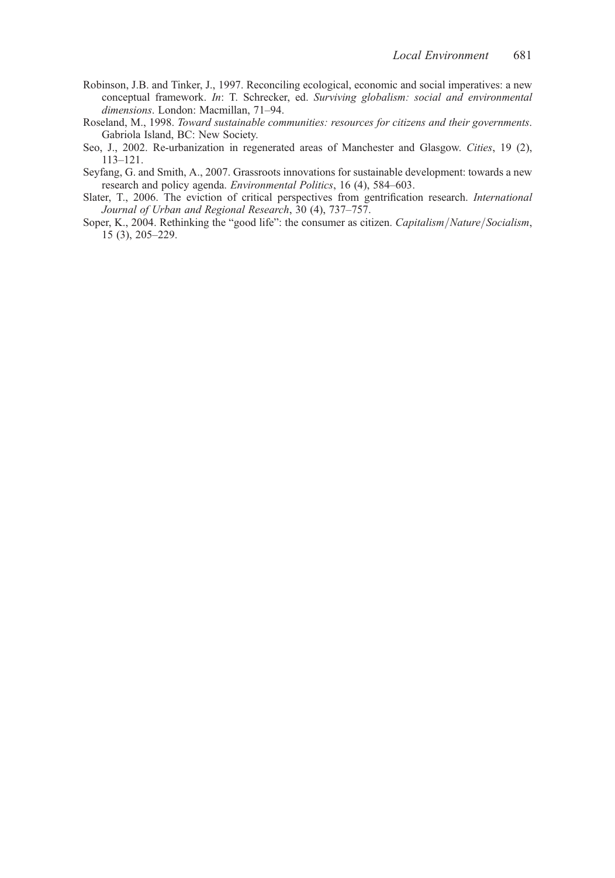Robinson, J.B. and Tinker, J., 1997. Reconciling ecological, economic and social imperatives: a new conceptual framework. *In*: T. Schrecker, ed. *Surviving globalism: social and environmental dimensions*. London: Macmillan, 71–94.

Roseland, M., 1998. *Toward sustainable communities: resources for citizens and their governments*. Gabriola Island, BC: New Society.

Seo, J., 2002. Re-urbanization in regenerated areas of Manchester and Glasgow. *Cities*, 19 (2), 113–121.

Seyfang, G. and Smith, A., 2007. Grassroots innovations for sustainable development: towards a new research and policy agenda. *Environmental Politics*, 16 (4), 584–603.

Slater, T., 2006. The eviction of critical perspectives from gentrification research. *International Journal of Urban and Regional Research*, 30 (4), 737–757.

Soper, K., 2004. Rethinking the "good life": the consumer as citizen. *Capitalism/Nature/Socialism*, 15 (3), 205–229.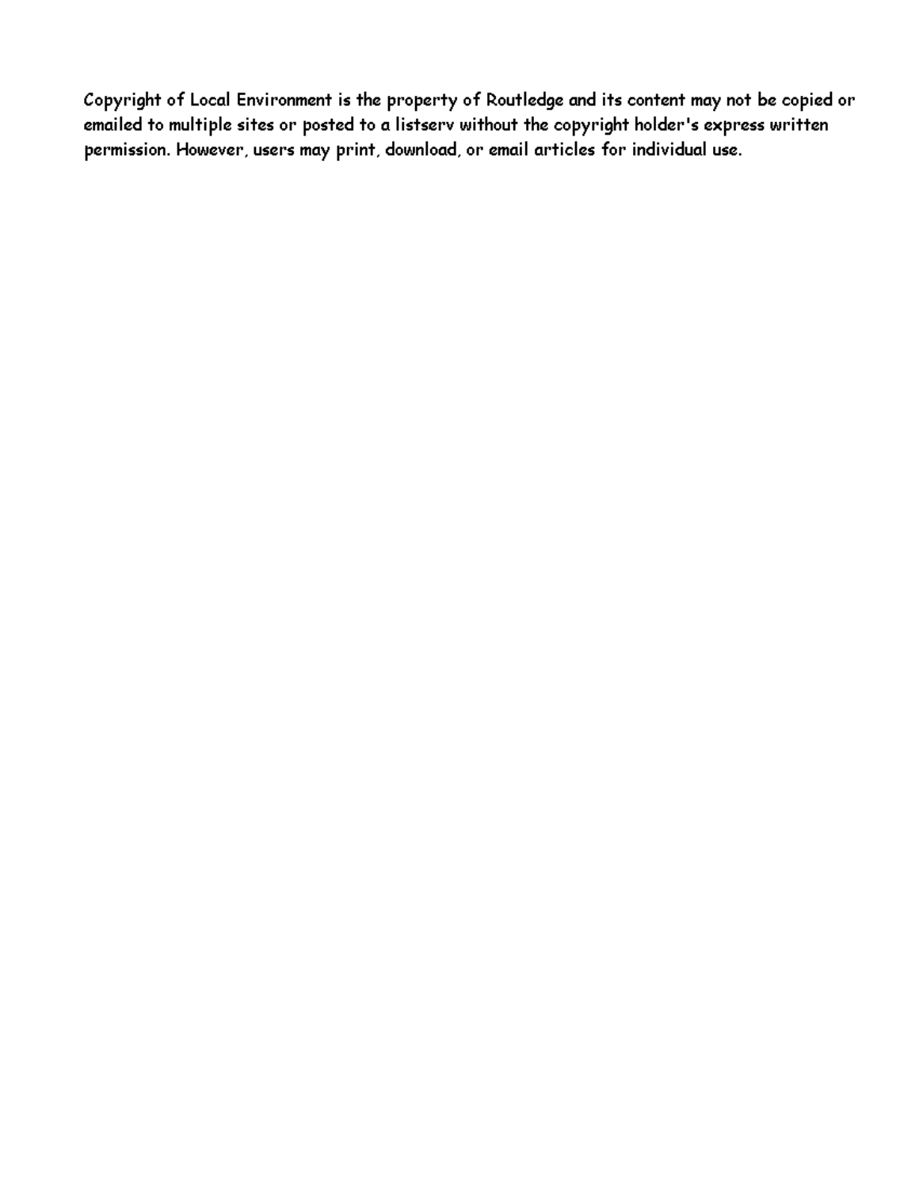Copyright of Local Environment is the property of Routledge and its content may not be copied or emailed to multiple sites or posted to a listserv without the copyright holder's express written permission. However, users may print, download, or email articles for individual use.